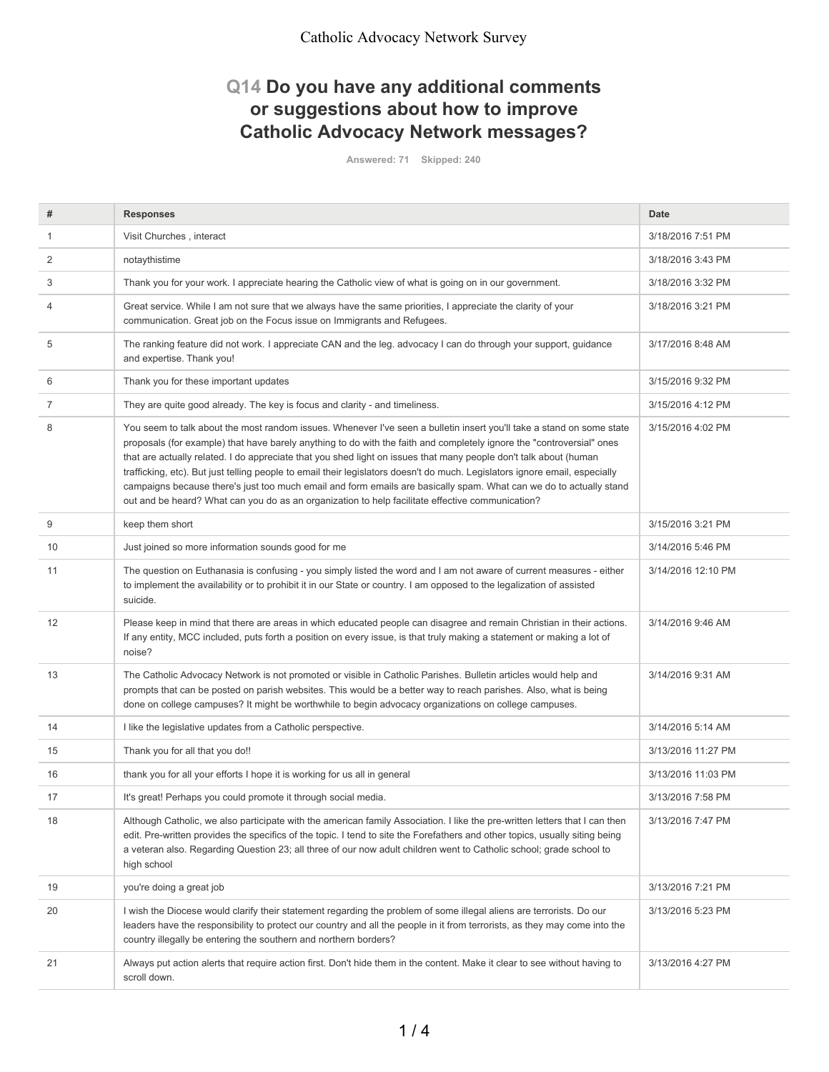# Q14 Do you have any additional comments or suggestions about how to improve Catholic Advocacy Network messages?

Answered: 71 Skipped: 240

| # | Responses | Date |
|---|---|---|
| 1 | Visit Churches , interact | 3/18/2016 7:51 PM |
| 2 | notaythistime | 3/18/2016 3:43 PM |
| 3 | Thank you for your work. I appreciate hearing the Catholic view of what is going on in our government. | 3/18/2016 3:32 PM |
| 4 | Great service. While I am not sure that we always have the same priorities, I appreciate the clarity of your communication. Great job on the Focus issue on Immigrants and Refugees. | 3/18/2016 3:21 PM |
| 5 | The ranking feature did not work. I appreciate CAN and the leg. advocacy I can do through your support, guidance and expertise. Thank you! | 3/17/2016 8:48 AM |
| 6 | Thank you for these important updates | 3/15/2016 9:32 PM |
| 7 | They are quite good already. The key is focus and clarity - and timeliness. | 3/15/2016 4:12 PM |
| 8 | You seem to talk about the most random issues. Whenever I've seen a bulletin insert you'll take a stand on some state proposals (for example) that have barely anything to do with the faith and completely ignore the "controversial" ones that are actually related. I do appreciate that you shed light on issues that many people don't talk about (human trafficking, etc). But just telling people to email their legislators doesn't do much. Legislators ignore email, especially campaigns because there's just too much email and form emails are basically spam. What can we do to actually stand out and be heard? What can you do as an organization to help facilitate effective communication? | 3/15/2016 4:02 PM |
| 9 | keep them short | 3/15/2016 3:21 PM |
| 10 | Just joined so more information sounds good for me | 3/14/2016 5:46 PM |
| 11 | The question on Euthanasia is confusing - you simply listed the word and I am not aware of current measures - either to implement the availability or to prohibit it in our State or country. I am opposed to the legalization of assisted suicide. | 3/14/2016 12:10 PM |
| 12 | Please keep in mind that there are areas in which educated people can disagree and remain Christian in their actions. If any entity, MCC included, puts forth a position on every issue, is that truly making a statement or making a lot of noise? | 3/14/2016 9:46 AM |
| 13 | The Catholic Advocacy Network is not promoted or visible in Catholic Parishes. Bulletin articles would help and prompts that can be posted on parish websites. This would be a better way to reach parishes. Also, what is being done on college campuses? It might be worthwhile to begin advocacy organizations on college campuses. | 3/14/2016 9:31 AM |
| 14 | I like the legislative updates from a Catholic perspective. | 3/14/2016 5:14 AM |
| 15 | Thank you for all that you do!! | 3/13/2016 11:27 PM |
| 16 | thank you for all your efforts I hope it is working for us all in general | 3/13/2016 11:03 PM |
| 17 | It's great! Perhaps you could promote it through social media. | 3/13/2016 7:58 PM |
| 18 | Although Catholic, we also participate with the american family Association. I like the pre-written letters that I can then edit. Pre-written provides the specifics of the topic. I tend to site the Forefathers and other topics, usually siting being a veteran also. Regarding Question 23; all three of our now adult children went to Catholic school; grade school to high school | 3/13/2016 7:47 PM |
| 19 | you're doing a great job | 3/13/2016 7:21 PM |
| 20 | I wish the Diocese would clarify their statement regarding the problem of some illegal aliens are terrorists. Do our leaders have the responsibility to protect our country and all the people in it from terrorists, as they may come into the country illegally be entering the southern and northern borders? | 3/13/2016 5:23 PM |
| 21 | Always put action alerts that require action first. Don't hide them in the content. Make it clear to see without having to scroll down. | 3/13/2016 4:27 PM |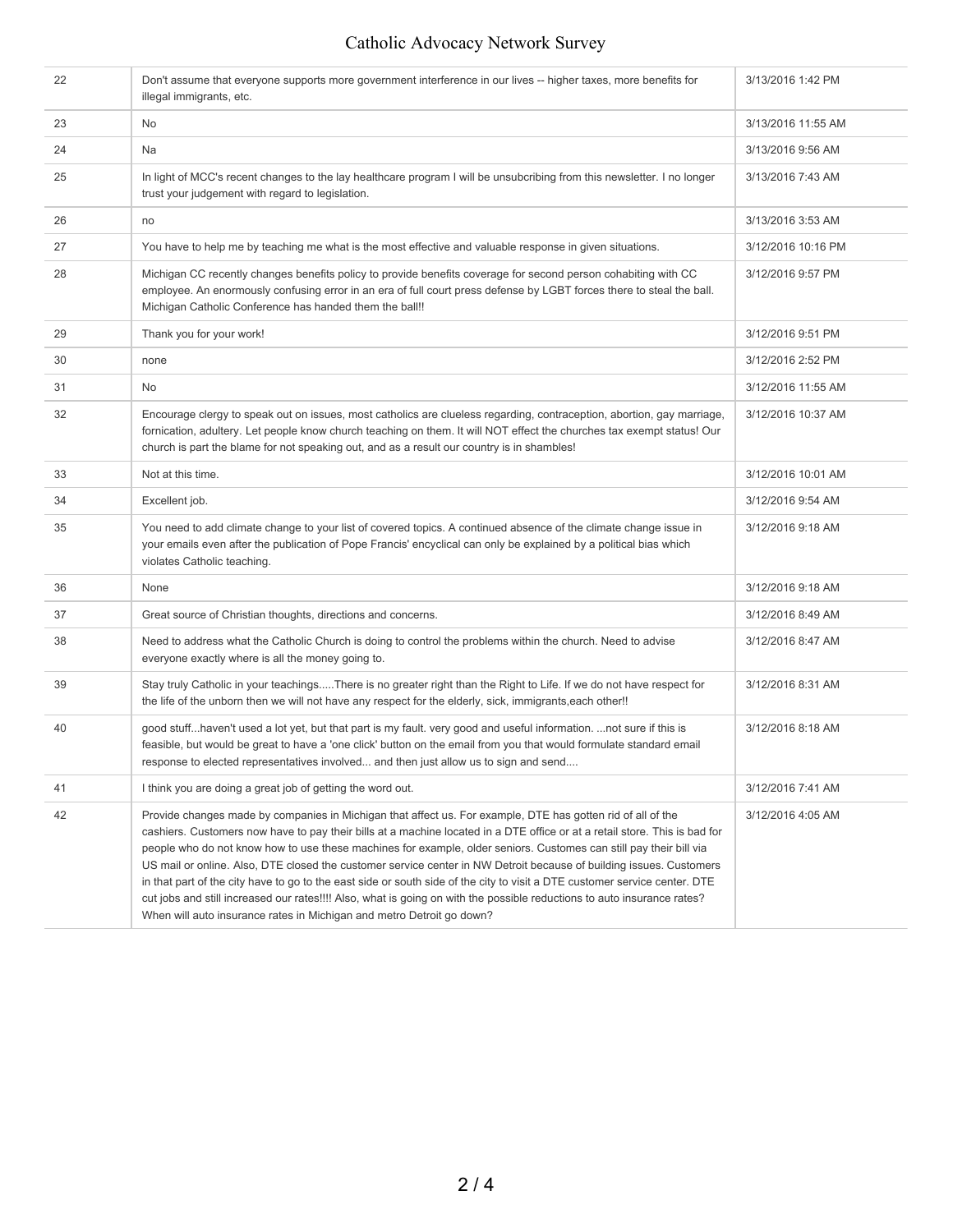| | | |
|---|---|---|
| 22 | Don't assume that everyone supports more government interference in our lives -- higher taxes, more benefits for illegal immigrants, etc. | 3/13/2016 1:42 PM |
| 23 | No | 3/13/2016 11:55 AM |
| 24 | Na | 3/13/2016 9:56 AM |
| 25 | In light of MCC's recent changes to the lay healthcare program I will be unsubcribing from this newsletter. I no longer trust your judgement with regard to legislation. | 3/13/2016 7:43 AM |
| 26 | no | 3/13/2016 3:53 AM |
| 27 | You have to help me by teaching me what is the most effective and valuable response in given situations. | 3/12/2016 10:16 PM |
| 28 | Michigan CC recently changes benefits policy to provide benefits coverage for second person cohabiting with CC employee. An enormously confusing error in an era of full court press defense by LGBT forces there to steal the ball. Michigan Catholic Conference has handed them the ball!!! | 3/12/2016 9:57 PM |
| 29 | Thank you for your work! | 3/12/2016 9:51 PM |
| 30 | none | 3/12/2016 2:52 PM |
| 31 | No | 3/12/2016 11:55 AM |
| 32 | Encourage clergy to speak out on issues, most catholics are clueless regarding, contraception, abortion, gay marriage, fornication, adultery. Let people know church teaching on them. It will NOT effect the churches tax exempt status! Our church is part the blame for not speaking out, and as a result our country is in shambles! | 3/12/2016 10:37 AM |
| 33 | Not at this time. | 3/12/2016 10:01 AM |
| 34 | Excellent job. | 3/12/2016 9:54 AM |
| 35 | You need to add climate change to your list of covered topics. A continued absence of the climate change issue in your emails even after the publication of Pope Francis' encyclical can only be explained by a political bias which violates Catholic teaching. | 3/12/2016 9:18 AM |
| 36 | None | 3/12/2016 9:18 AM |
| 37 | Great source of Christian thoughts, directions and concerns. | 3/12/2016 8:49 AM |
| 38 | Need to address what the Catholic Church is doing to control the problems within the church. Need to advise everyone exactly where is all the money going to. | 3/12/2016 8:47 AM |
| 39 | Stay truly Catholic in your teachings.....There is no greater right than the Right to Life. If we do not have respect for the life of the unborn then we will not have any respect for the elderly, sick, immigrants,each other!! | 3/12/2016 8:31 AM |
| 40 | good stuff...haven't used a lot yet, but that part is my fault. very good and useful information. ...not sure if this is feasible, but would be great to have a 'one click' button on the email from you that would formulate standard email response to elected representatives involved... and then just allow us to sign and send.... | 3/12/2016 8:18 AM |
| 41 | I think you are doing a great job of getting the word out. | 3/12/2016 7:41 AM |
| 42 | Provide changes made by companies in Michigan that affect us. For example, DTE has gotten rid of all of the cashiers. Customers now have to pay their bills at a machine located in a DTE office or at a retail store. This is bad for people who do not know how to use these machines for example, older seniors. Customes can still pay their bill via US mail or online. Also, DTE closed the customer service center in NW Detroit because of building issues. Customers in that part of the city have to go to the east side or south side of the city to visit a DTE customer service center. DTE cut jobs and still increased our rates!!!! Also, what is going on with the possible reductions to auto insurance rates? When will auto insurance rates in Michigan and metro Detroit go down? | 3/12/2016 4:05 AM |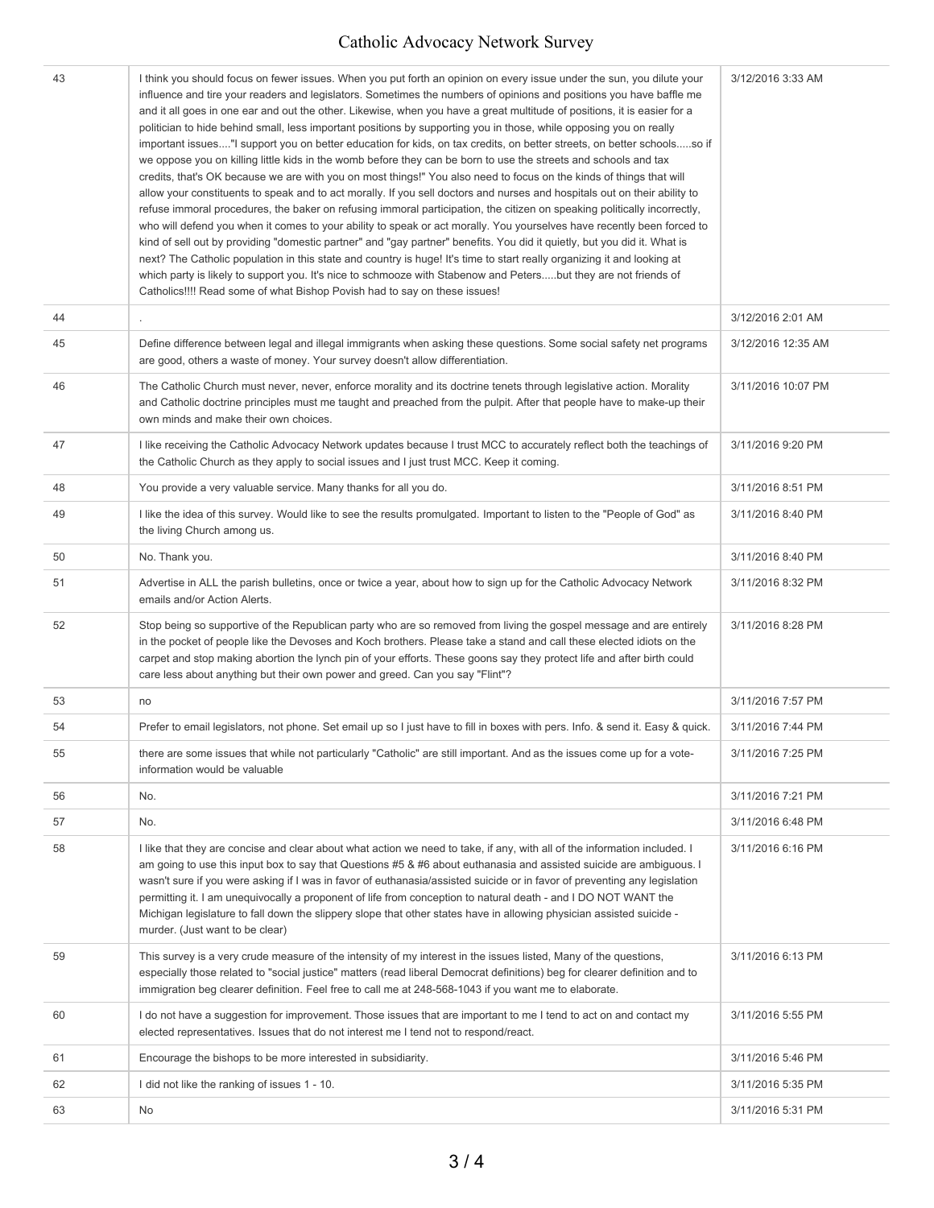| | | |
|---|---|---|
| 43 | I think you should focus on fewer issues. When you put forth an opinion on every issue under the sun, you dilute your influence and tire your readers and legislators. Sometimes the numbers of opinions and positions you have baffle me and it all goes in one ear and out the other. Likewise, when you have a great multitude of positions, it is easier for a politician to hide behind small, less important positions by supporting you in those, while opposing you on really important issues...."I support you on better education for kids, on tax credits, on better streets, on better schools.....so if we oppose you on killing little kids in the womb before they can be born to use the streets and schools and tax credits, that's OK because we are with you on most things!" You also need to focus on the kinds of things that will allow your constituents to speak and to act morally. If you sell doctors and nurses and hospitals out on their ability to refuse immoral procedures, the baker on refusing immoral participation, the citizen on speaking politically incorrectly, who will defend you when it comes to your ability to speak or act morally. You yourselves have recently been forced to kind of sell out by providing "domestic partner" and "gay partner" benefits. You did it quietly, but you did it. What is next? The Catholic population in this state and country is huge! It's time to start really organizing it and looking at which party is likely to support you. It's nice to schmooze with Stabenow and Peters.....but they are not friends of Catholics!!!! Read some of what Bishop Povish had to say on these issues! | 3/12/2016 3:33 AM |
| 44 | . | 3/12/2016 2:01 AM |
| 45 | Define difference between legal and illegal immigrants when asking these questions. Some social safety net programs are good, others a waste of money. Your survey doesn't allow differentiation. | 3/12/2016 12:35 AM |
| 46 | The Catholic Church must never, never, enforce morality and its doctrine tenets through legislative action. Morality and Catholic doctrine principles must me taught and preached from the pulpit. After that people have to make-up their own minds and make their own choices. | 3/11/2016 10:07 PM |
| 47 | I like receiving the Catholic Advocacy Network updates because I trust MCC to accurately reflect both the teachings of the Catholic Church as they apply to social issues and I just trust MCC. Keep it coming. | 3/11/2016 9:20 PM |
| 48 | You provide a very valuable service. Many thanks for all you do. | 3/11/2016 8:51 PM |
| 49 | I like the idea of this survey. Would like to see the results promulgated. Important to listen to the "People of God" as the living Church among us. | 3/11/2016 8:40 PM |
| 50 | No. Thank you. | 3/11/2016 8:40 PM |
| 51 | Advertise in ALL the parish bulletins, once or twice a year, about how to sign up for the Catholic Advocacy Network emails and/or Action Alerts. | 3/11/2016 8:32 PM |
| 52 | Stop being so supportive of the Republican party who are so removed from living the gospel message and are entirely in the pocket of people like the Devoses and Koch brothers. Please take a stand and call these elected idiots on the carpet and stop making abortion the lynch pin of your efforts. These goons say they protect life and after birth could care less about anything but their own power and greed. Can you say "Flint"? | 3/11/2016 8:28 PM |
| 53 | no | 3/11/2016 7:57 PM |
| 54 | Prefer to email legislators, not phone. Set email up so I just have to fill in boxes with pers. Info. & send it. Easy & quick. | 3/11/2016 7:44 PM |
| 55 | there are some issues that while not particularly "Catholic" are still important. And as the issues come up for a vote- information would be valuable | 3/11/2016 7:25 PM |
| 56 | No. | 3/11/2016 7:21 PM |
| 57 | No. | 3/11/2016 6:48 PM |
| 58 | I like that they are concise and clear about what action we need to take, if any, with all of the information included. I am going to use this input box to say that Questions #5 & #6 about euthanasia and assisted suicide are ambiguous. I wasn't sure if you were asking if I was in favor of euthanasia/assisted suicide or in favor of preventing any legislation permitting it. I am unequivocally a proponent of life from conception to natural death - and I DO NOT WANT the Michigan legislature to fall down the slippery slope that other states have in allowing physician assisted suicide - murder. (Just want to be clear) | 3/11/2016 6:16 PM |
| 59 | This survey is a very crude measure of the intensity of my interest in the issues listed, Many of the questions, especially those related to "social justice" matters (read liberal Democrat definitions) beg for clearer definition and to immigration beg clearer definition. Feel free to call me at 248-568-1043 if you want me to elaborate. | 3/11/2016 6:13 PM |
| 60 | I do not have a suggestion for improvement. Those issues that are important to me I tend to act on and contact my elected representatives. Issues that do not interest me I tend not to respond/react. | 3/11/2016 5:55 PM |
| 61 | Encourage the bishops to be more interested in subsidiarity. | 3/11/2016 5:46 PM |
| 62 | I did not like the ranking of issues 1 - 10. | 3/11/2016 5:35 PM |
| 63 | No | 3/11/2016 5:31 PM |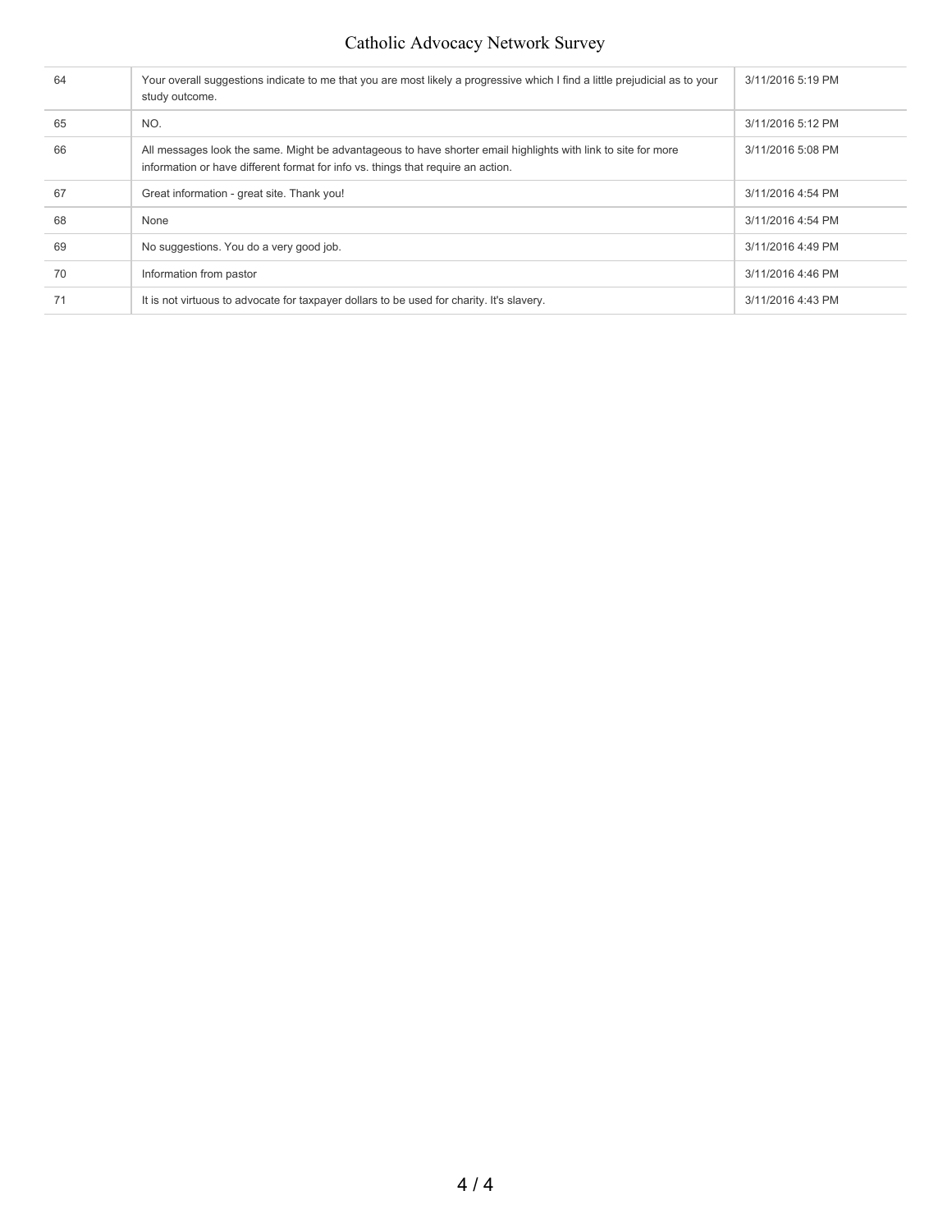| | | |
|---|---|---|
| 64 | Your overall suggestions indicate to me that you are most likely a progressive which I find a little prejudicial as to your study outcome. | 3/11/2016 5:19 PM |
| 65 | NO. | 3/11/2016 5:12 PM |
| 66 | All messages look the same. Might be advantageous to have shorter email highlights with link to site for more information or have different format for info vs. things that require an action. | 3/11/2016 5:08 PM |
| 67 | Great information - great site. Thank you! | 3/11/2016 4:54 PM |
| 68 | None | 3/11/2016 4:54 PM |
| 69 | No suggestions. You do a very good job. | 3/11/2016 4:49 PM |
| 70 | Information from pastor | 3/11/2016 4:46 PM |
| 71 | It is not virtuous to advocate for taxpayer dollars to be used for charity. It's slavery. | 3/11/2016 4:43 PM |